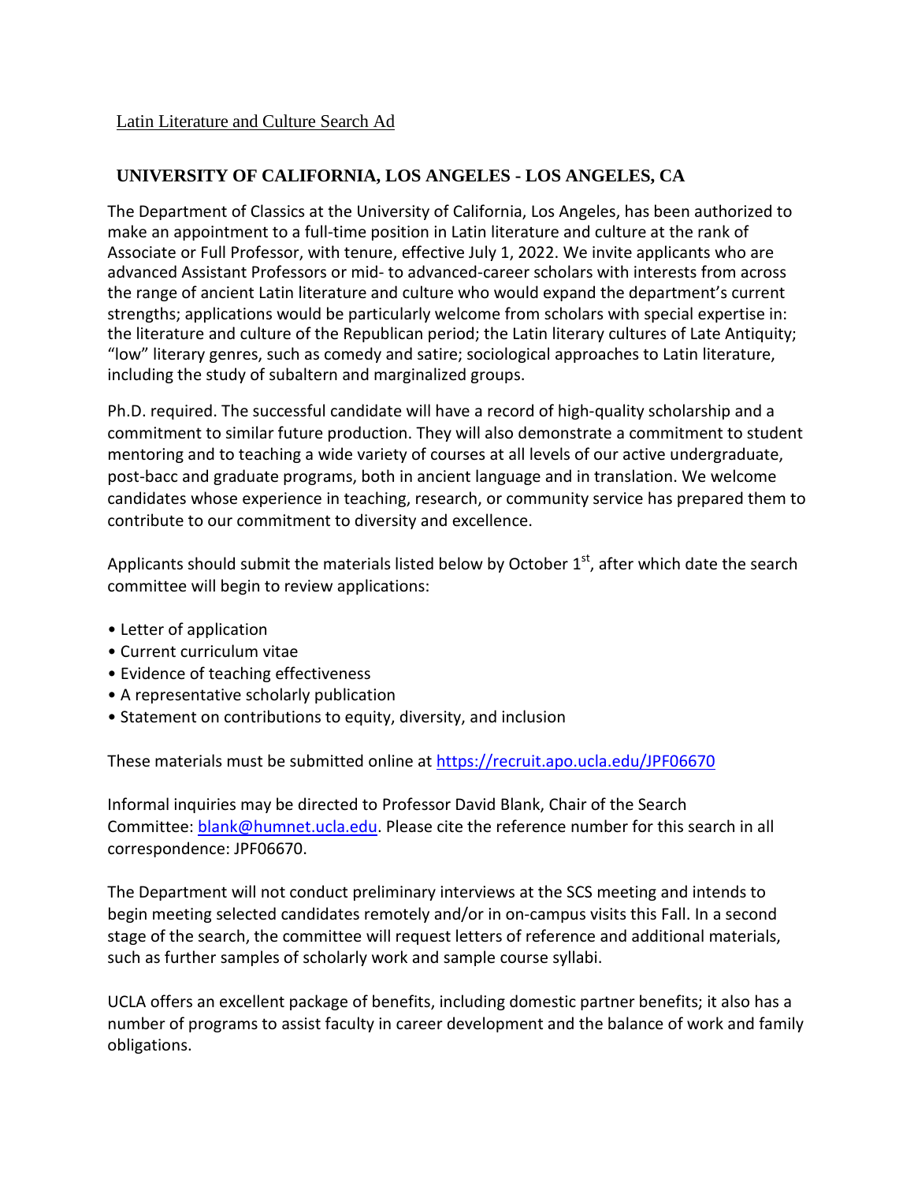Latin Literature and Culture Search Ad

## UNIVERSITY OF CALIFORNIA, LOS ANGELES - LOS ANGELES, CA

The Department of Classics at the University of California, Los Angeles, has been authorized to make an appointment to a full-time position in Latin literature and culture at the rank of Associate or Full Professor, with tenure, effective July 1, 2022. We invite applicants who are advanced Assistant Professors or mid- to advanced-career scholars with interests from across the range of ancient Latin literature and culture who would expand the department's current strengths; applications would be particularly welcome from scholars with special expertise in: the literature and culture of the Republican period; the Latin literary cultures of Late Antiquity; "low" literary genres, such as comedy and satire; sociological approaches to Latin literature, including the study of subaltern and marginalized groups.

Ph.D. required. The successful candidate will have a record of high-quality scholarship and a commitment to similar future production. They will also demonstrate a commitment to student mentoring and to teaching a wide variety of courses at all levels of our active undergraduate, post-bacc and graduate programs, both in ancient language and in translation. We welcome candidates whose experience in teaching, research, or community service has prepared them to contribute to our commitment to diversity and excellence.

Applicants should submit the materials listed below by October 1st, after which date the search committee will begin to review applications:

- Letter of application
- Current curriculum vitae
- Evidence of teaching effectiveness
- A representative scholarly publication
- Statement on contributions to equity, diversity, and inclusion

These materials must be submitted online at https://recruit.apo.ucla.edu/JPF06670

Informal inquiries may be directed to Professor David Blank, Chair of the Search Committee: blank@humnet.ucla.edu. Please cite the reference number for this search in all correspondence: JPF06670.

The Department will not conduct preliminary interviews at the SCS meeting and intends to begin meeting selected candidates remotely and/or in on-campus visits this Fall. In a second stage of the search, the committee will request letters of reference and additional materials, such as further samples of scholarly work and sample course syllabi.

UCLA offers an excellent package of benefits, including domestic partner benefits; it also has a number of programs to assist faculty in career development and the balance of work and family obligations.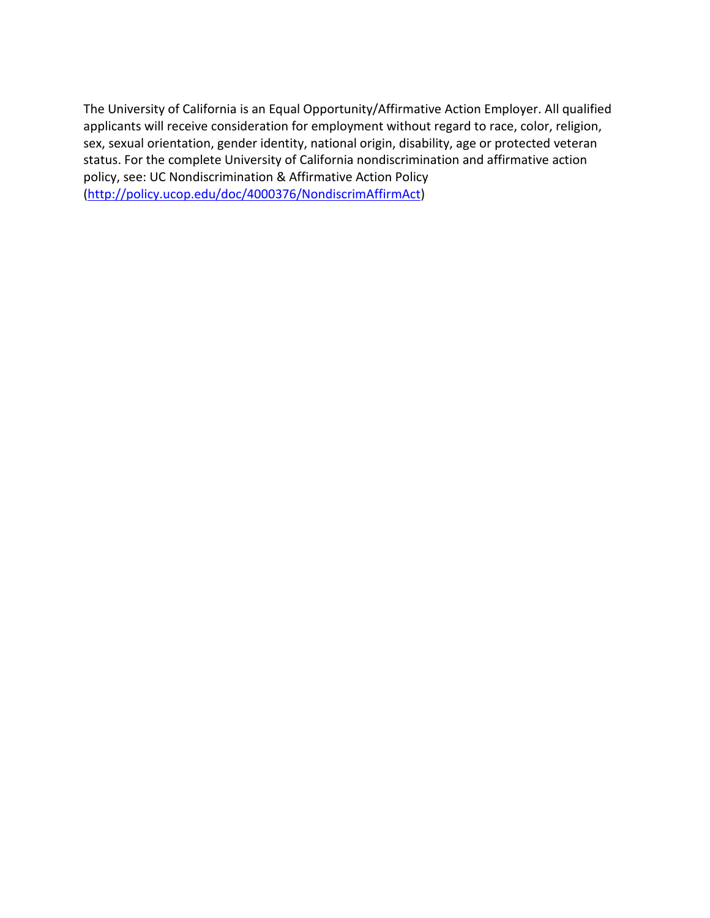The University of California is an Equal Opportunity/Affirmative Action Employer. All qualified applicants will receive consideration for employment without regard to race, color, religion, sex, sexual orientation, gender identity, national origin, disability, age or protected veteran status. For the complete University of California nondiscrimination and affirmative action policy, see: UC Nondiscrimination & Affirmative Action Policy ([http://policy.ucop.edu/doc/4000376/NondiscrimAffirmAct](http://policy.ucop.edu/doc/4000376/NondiscrimAffirmAct))